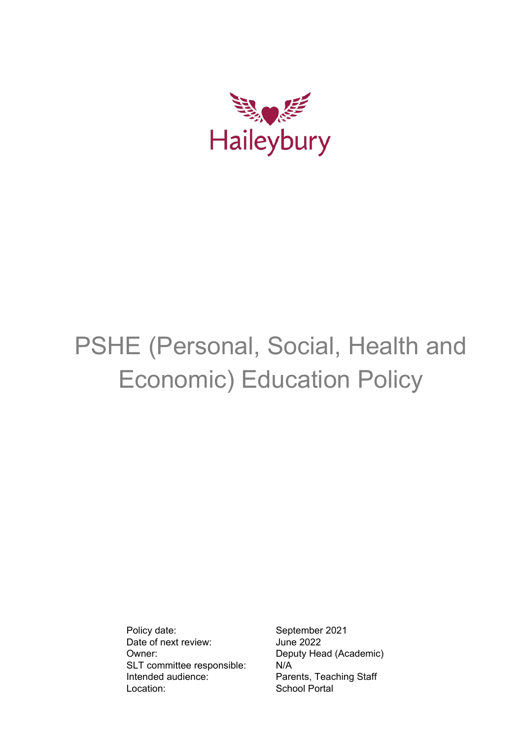Haileybury

# PSHE (Personal, Social, Health and Economic) Education Policy

| | |
|---|---|
| Policy date: | September 2021 |
| Date of next review: | June 2022 |
| Owner: | Deputy Head (Academic) |
| SLT committee responsible: | N/A |
| Intended audience: | Parents, Teaching Staff |
| Location: | School Portal |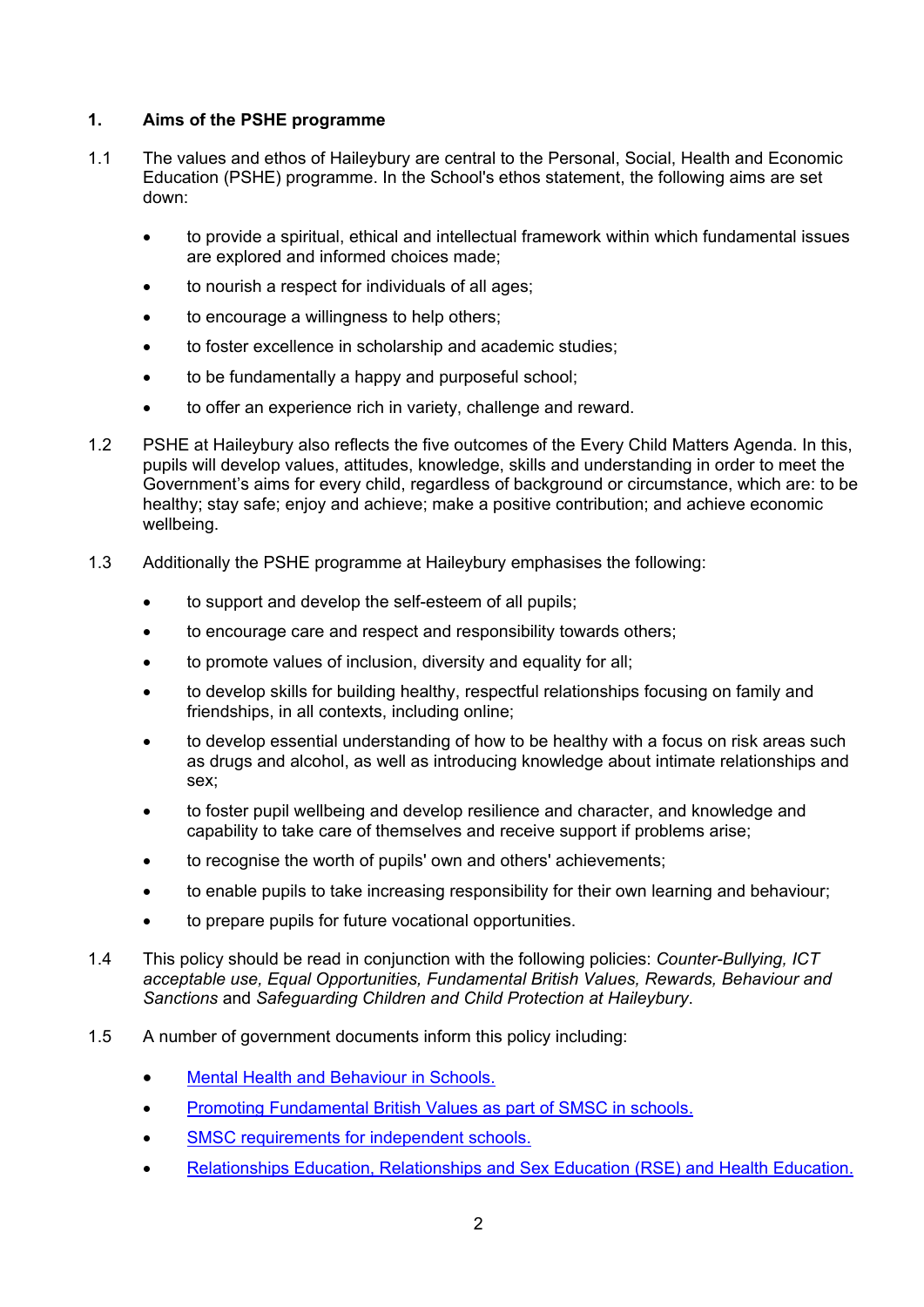## 1. Aims of the PSHE programme

1.1 The values and ethos of Haileybury are central to the Personal, Social, Health and Economic Education (PSHE) programme. In the School's ethos statement, the following aims are set down:

- to provide a spiritual, ethical and intellectual framework within which fundamental issues are explored and informed choices made;
- to nourish a respect for individuals of all ages;
- to encourage a willingness to help others;
- to foster excellence in scholarship and academic studies;
- to be fundamentally a happy and purposeful school;
- to offer an experience rich in variety, challenge and reward.

1.2 PSHE at Haileybury also reflects the five outcomes of the Every Child Matters Agenda. In this, pupils will develop values, attitudes, knowledge, skills and understanding in order to meet the Government's aims for every child, regardless of background or circumstance, which are: to be healthy; stay safe; enjoy and achieve; make a positive contribution; and achieve economic wellbeing.

1.3 Additionally the PSHE programme at Haileybury emphasises the following:

- to support and develop the self-esteem of all pupils;
- to encourage care and respect and responsibility towards others;
- to promote values of inclusion, diversity and equality for all;
- to develop skills for building healthy, respectful relationships focusing on family and friendships, in all contexts, including online;
- to develop essential understanding of how to be healthy with a focus on risk areas such as drugs and alcohol, as well as introducing knowledge about intimate relationships and sex;
- to foster pupil wellbeing and develop resilience and character, and knowledge and capability to take care of themselves and receive support if problems arise;
- to recognise the worth of pupils' own and others' achievements;
- to enable pupils to take increasing responsibility for their own learning and behaviour;
- to prepare pupils for future vocational opportunities.

1.4 This policy should be read in conjunction with the following policies: *Counter-Bullying, ICT acceptable use, Equal Opportunities, Fundamental British Values, Rewards, Behaviour and Sanctions* and *Safeguarding Children and Child Protection at Haileybury*.

1.5 A number of government documents inform this policy including:

- Mental Health and Behaviour in Schools.
- Promoting Fundamental British Values as part of SMSC in schools.
- SMSC requirements for independent schools.
- Relationships Education, Relationships and Sex Education (RSE) and Health Education.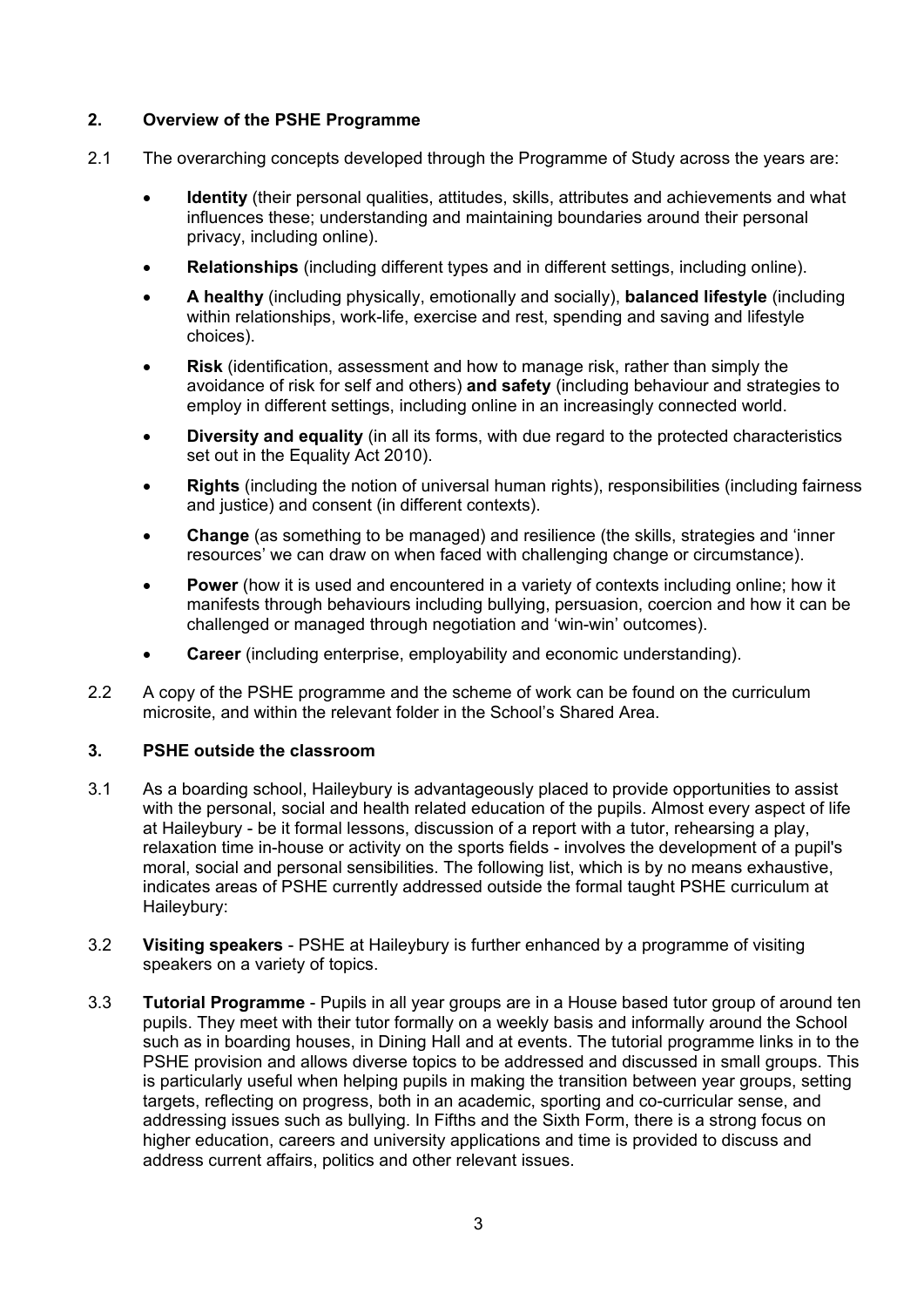## 2. Overview of the PSHE Programme

2.1 The overarching concepts developed through the Programme of Study across the years are:

- **Identity** (their personal qualities, attitudes, skills, attributes and achievements and what influences these; understanding and maintaining boundaries around their personal privacy, including online).
- **Relationships** (including different types and in different settings, including online).
- **A healthy** (including physically, emotionally and socially), **balanced lifestyle** (including within relationships, work-life, exercise and rest, spending and saving and lifestyle choices).
- **Risk** (identification, assessment and how to manage risk, rather than simply the avoidance of risk for self and others) **and safety** (including behaviour and strategies to employ in different settings, including online in an increasingly connected world.
- **Diversity and equality** (in all its forms, with due regard to the protected characteristics set out in the Equality Act 2010).
- **Rights** (including the notion of universal human rights), responsibilities (including fairness and justice) and consent (in different contexts).
- **Change** (as something to be managed) and resilience (the skills, strategies and 'inner resources' we can draw on when faced with challenging change or circumstance).
- **Power** (how it is used and encountered in a variety of contexts including online; how it manifests through behaviours including bullying, persuasion, coercion and how it can be challenged or managed through negotiation and 'win-win' outcomes).
- **Career** (including enterprise, employability and economic understanding).

2.2 A copy of the PSHE programme and the scheme of work can be found on the curriculum microsite, and within the relevant folder in the School's Shared Area.

## 3. PSHE outside the classroom

3.1 As a boarding school, Haileybury is advantageously placed to provide opportunities to assist with the personal, social and health related education of the pupils. Almost every aspect of life at Haileybury - be it formal lessons, discussion of a report with a tutor, rehearsing a play, relaxation time in-house or activity on the sports fields - involves the development of a pupil's moral, social and personal sensibilities. The following list, which is by no means exhaustive, indicates areas of PSHE currently addressed outside the formal taught PSHE curriculum at Haileybury:

3.2 **Visiting speakers** - PSHE at Haileybury is further enhanced by a programme of visiting speakers on a variety of topics.

3.3 **Tutorial Programme** - Pupils in all year groups are in a House based tutor group of around ten pupils. They meet with their tutor formally on a weekly basis and informally around the School such as in boarding houses, in Dining Hall and at events. The tutorial programme links in to the PSHE provision and allows diverse topics to be addressed and discussed in small groups. This is particularly useful when helping pupils in making the transition between year groups, setting targets, reflecting on progress, both in an academic, sporting and co-curricular sense, and addressing issues such as bullying. In Fifths and the Sixth Form, there is a strong focus on higher education, careers and university applications and time is provided to discuss and address current affairs, politics and other relevant issues.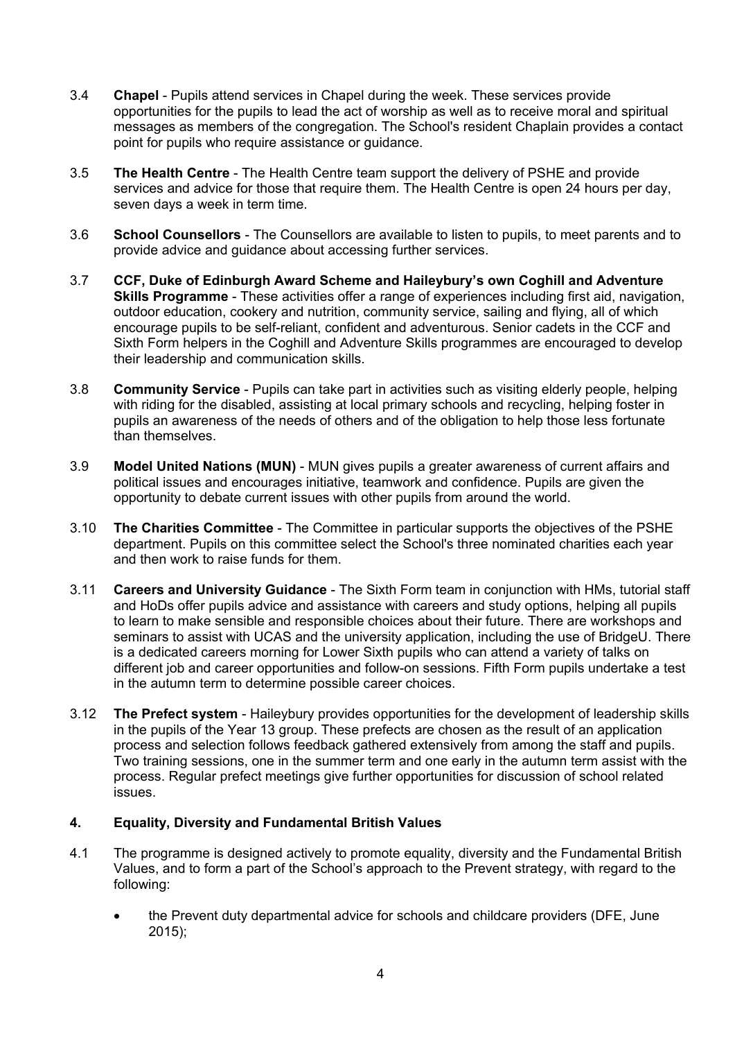3.4 **Chapel** - Pupils attend services in Chapel during the week. These services provide opportunities for the pupils to lead the act of worship as well as to receive moral and spiritual messages as members of the congregation. The School's resident Chaplain provides a contact point for pupils who require assistance or guidance.

3.5 **The Health Centre** - The Health Centre team support the delivery of PSHE and provide services and advice for those that require them. The Health Centre is open 24 hours per day, seven days a week in term time.

3.6 **School Counsellors** - The Counsellors are available to listen to pupils, to meet parents and to provide advice and guidance about accessing further services.

3.7 **CCF, Duke of Edinburgh Award Scheme and Haileybury's own Coghill and Adventure Skills Programme** - These activities offer a range of experiences including first aid, navigation, outdoor education, cookery and nutrition, community service, sailing and flying, all of which encourage pupils to be self-reliant, confident and adventurous. Senior cadets in the CCF and Sixth Form helpers in the Coghill and Adventure Skills programmes are encouraged to develop their leadership and communication skills.

3.8 **Community Service** - Pupils can take part in activities such as visiting elderly people, helping with riding for the disabled, assisting at local primary schools and recycling, helping foster in pupils an awareness of the needs of others and of the obligation to help those less fortunate than themselves.

3.9 **Model United Nations (MUN)** - MUN gives pupils a greater awareness of current affairs and political issues and encourages initiative, teamwork and confidence. Pupils are given the opportunity to debate current issues with other pupils from around the world.

3.10 **The Charities Committee** - The Committee in particular supports the objectives of the PSHE department. Pupils on this committee select the School's three nominated charities each year and then work to raise funds for them.

3.11 **Careers and University Guidance** - The Sixth Form team in conjunction with HMs, tutorial staff and HoDs offer pupils advice and assistance with careers and study options, helping all pupils to learn to make sensible and responsible choices about their future. There are workshops and seminars to assist with UCAS and the university application, including the use of BridgeU. There is a dedicated careers morning for Lower Sixth pupils who can attend a variety of talks on different job and career opportunities and follow-on sessions. Fifth Form pupils undertake a test in the autumn term to determine possible career choices.

3.12 **The Prefect system** - Haileybury provides opportunities for the development of leadership skills in the pupils of the Year 13 group. These prefects are chosen as the result of an application process and selection follows feedback gathered extensively from among the staff and pupils. Two training sessions, one in the summer term and one early in the autumn term assist with the process. Regular prefect meetings give further opportunities for discussion of school related issues.

## 4. Equality, Diversity and Fundamental British Values

4.1 The programme is designed actively to promote equality, diversity and the Fundamental British Values, and to form a part of the School's approach to the Prevent strategy, with regard to the following:

- the Prevent duty departmental advice for schools and childcare providers (DFE, June 2015);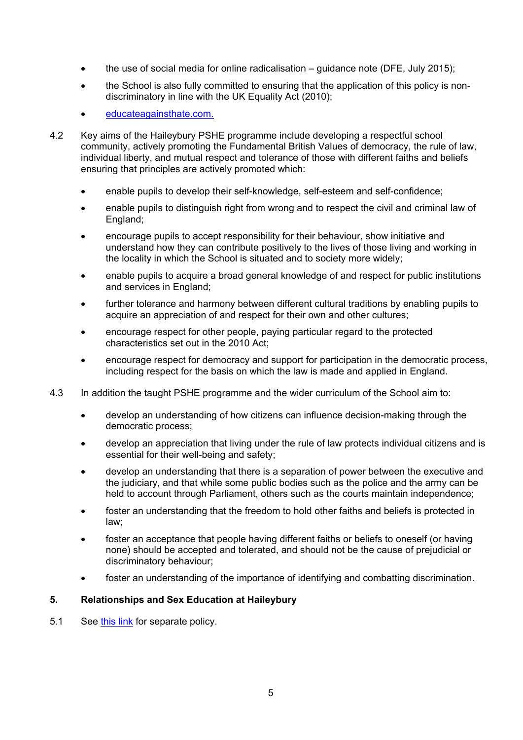- the use of social media for online radicalisation – guidance note (DFE, July 2015);
- the School is also fully committed to ensuring that the application of this policy is non-discriminatory in line with the UK Equality Act (2010);
- [educateagainsthate.com.](educateagainsthate.com)

4.2 Key aims of the Haileybury PSHE programme include developing a respectful school community, actively promoting the Fundamental British Values of democracy, the rule of law, individual liberty, and mutual respect and tolerance of those with different faiths and beliefs ensuring that principles are actively promoted which:

- enable pupils to develop their self-knowledge, self-esteem and self-confidence;
- enable pupils to distinguish right from wrong and to respect the civil and criminal law of England;
- encourage pupils to accept responsibility for their behaviour, show initiative and understand how they can contribute positively to the lives of those living and working in the locality in which the School is situated and to society more widely;
- enable pupils to acquire a broad general knowledge of and respect for public institutions and services in England;
- further tolerance and harmony between different cultural traditions by enabling pupils to acquire an appreciation of and respect for their own and other cultures;
- encourage respect for other people, paying particular regard to the protected characteristics set out in the 2010 Act;
- encourage respect for democracy and support for participation in the democratic process, including respect for the basis on which the law is made and applied in England.

4.3 In addition the taught PSHE programme and the wider curriculum of the School aim to:

- develop an understanding of how citizens can influence decision-making through the democratic process;
- develop an appreciation that living under the rule of law protects individual citizens and is essential for their well-being and safety;
- develop an understanding that there is a separation of power between the executive and the judiciary, and that while some public bodies such as the police and the army can be held to account through Parliament, others such as the courts maintain independence;
- foster an understanding that the freedom to hold other faiths and beliefs is protected in law;
- foster an acceptance that people having different faiths or beliefs to oneself (or having none) should be accepted and tolerated, and should not be the cause of prejudicial or discriminatory behaviour;
- foster an understanding of the importance of identifying and combatting discrimination.

## 5. Relationships and Sex Education at Haileybury

5.1 See this link for separate policy.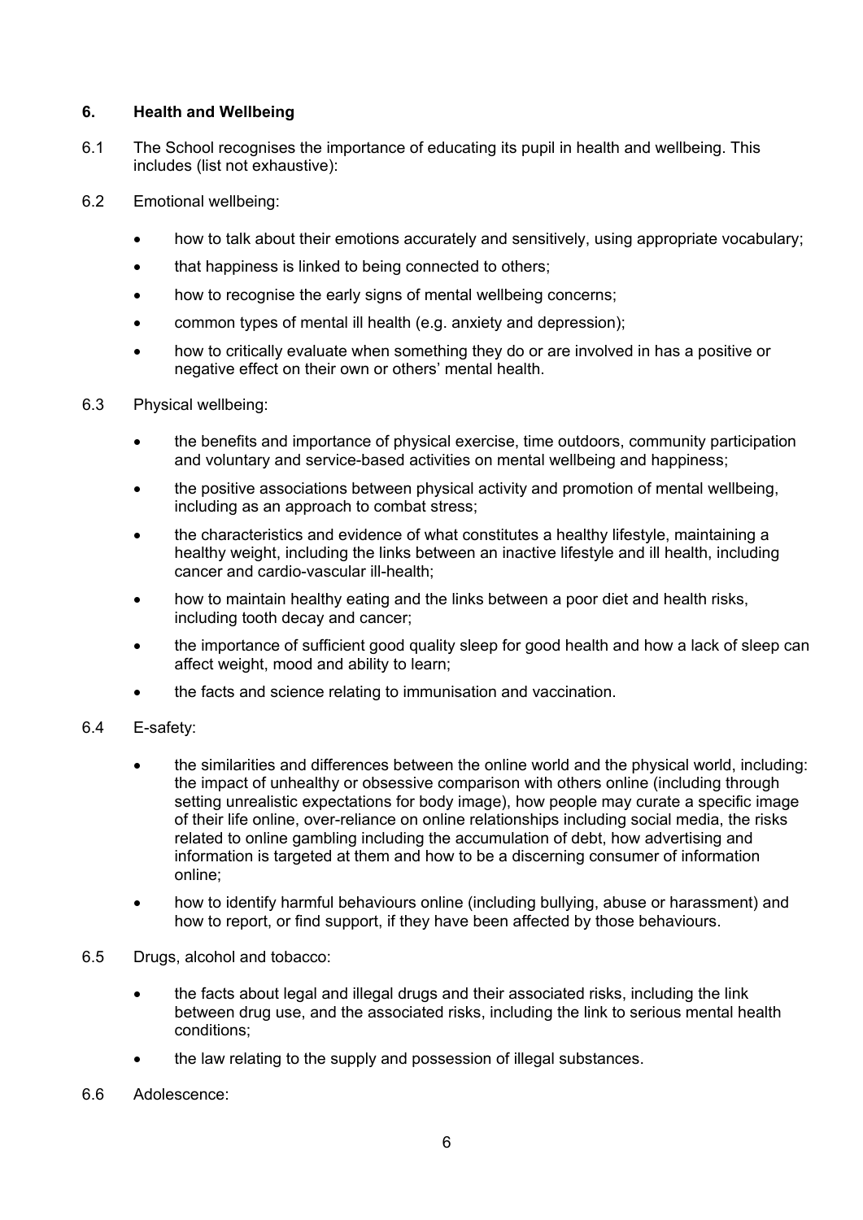## 6. Health and Wellbeing

6.1 The School recognises the importance of educating its pupil in health and wellbeing. This includes (list not exhaustive):

6.2 Emotional wellbeing:

- how to talk about their emotions accurately and sensitively, using appropriate vocabulary;
- that happiness is linked to being connected to others;
- how to recognise the early signs of mental wellbeing concerns;
- common types of mental ill health (e.g. anxiety and depression);
- how to critically evaluate when something they do or are involved in has a positive or negative effect on their own or others' mental health.

6.3 Physical wellbeing:

- the benefits and importance of physical exercise, time outdoors, community participation and voluntary and service-based activities on mental wellbeing and happiness;
- the positive associations between physical activity and promotion of mental wellbeing, including as an approach to combat stress;
- the characteristics and evidence of what constitutes a healthy lifestyle, maintaining a healthy weight, including the links between an inactive lifestyle and ill health, including cancer and cardio-vascular ill-health;
- how to maintain healthy eating and the links between a poor diet and health risks, including tooth decay and cancer;
- the importance of sufficient good quality sleep for good health and how a lack of sleep can affect weight, mood and ability to learn;
- the facts and science relating to immunisation and vaccination.

6.4 E-safety:

- the similarities and differences between the online world and the physical world, including: the impact of unhealthy or obsessive comparison with others online (including through setting unrealistic expectations for body image), how people may curate a specific image of their life online, over-reliance on online relationships including social media, the risks related to online gambling including the accumulation of debt, how advertising and information is targeted at them and how to be a discerning consumer of information online;
- how to identify harmful behaviours online (including bullying, abuse or harassment) and how to report, or find support, if they have been affected by those behaviours.

6.5 Drugs, alcohol and tobacco:

- the facts about legal and illegal drugs and their associated risks, including the link between drug use, and the associated risks, including the link to serious mental health conditions;
- the law relating to the supply and possession of illegal substances.

6.6 Adolescence: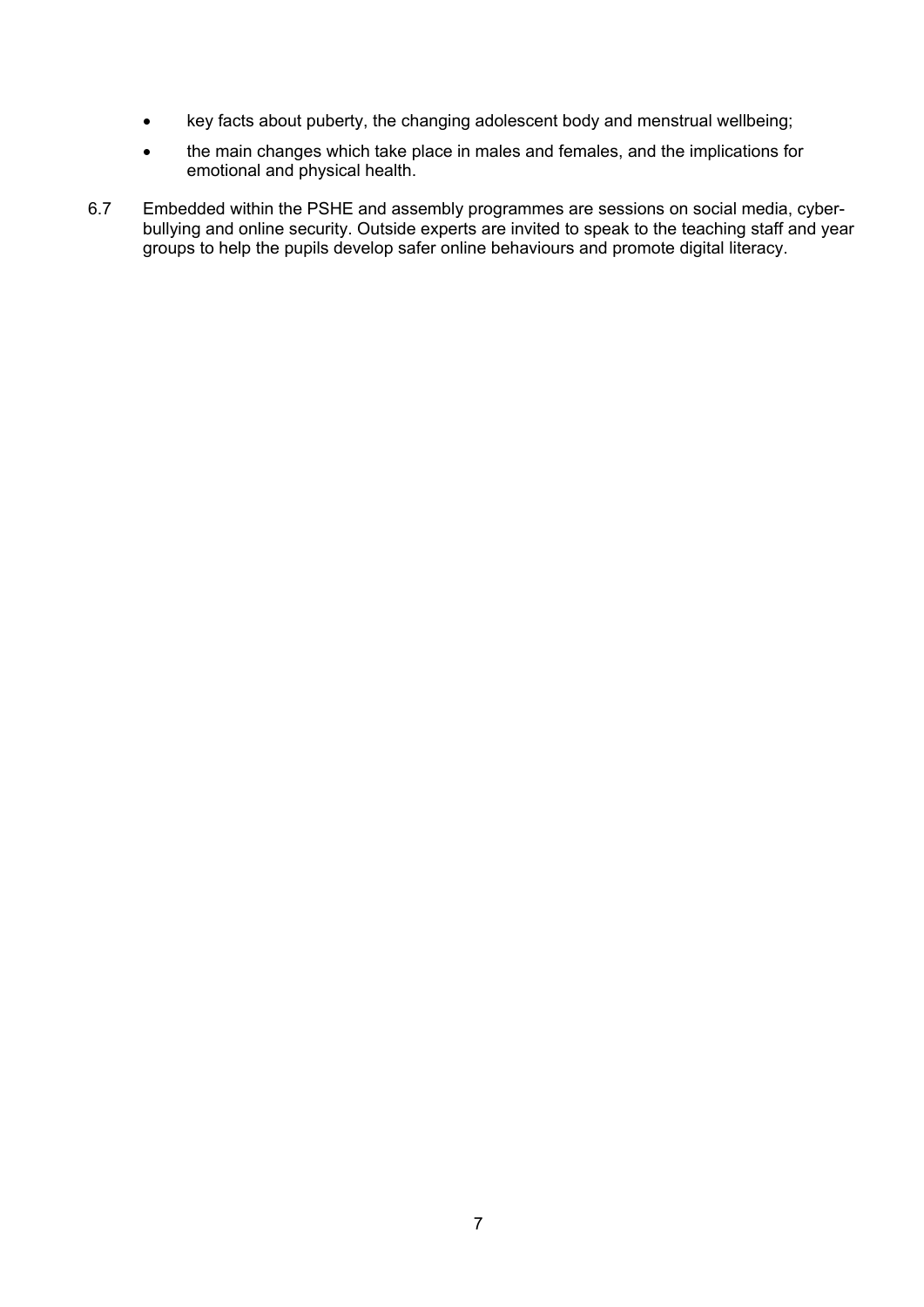- key facts about puberty, the changing adolescent body and menstrual wellbeing;
- the main changes which take place in males and females, and the implications for emotional and physical health.

6.7 Embedded within the PSHE and assembly programmes are sessions on social media, cyber-bullying and online security. Outside experts are invited to speak to the teaching staff and year groups to help the pupils develop safer online behaviours and promote digital literacy.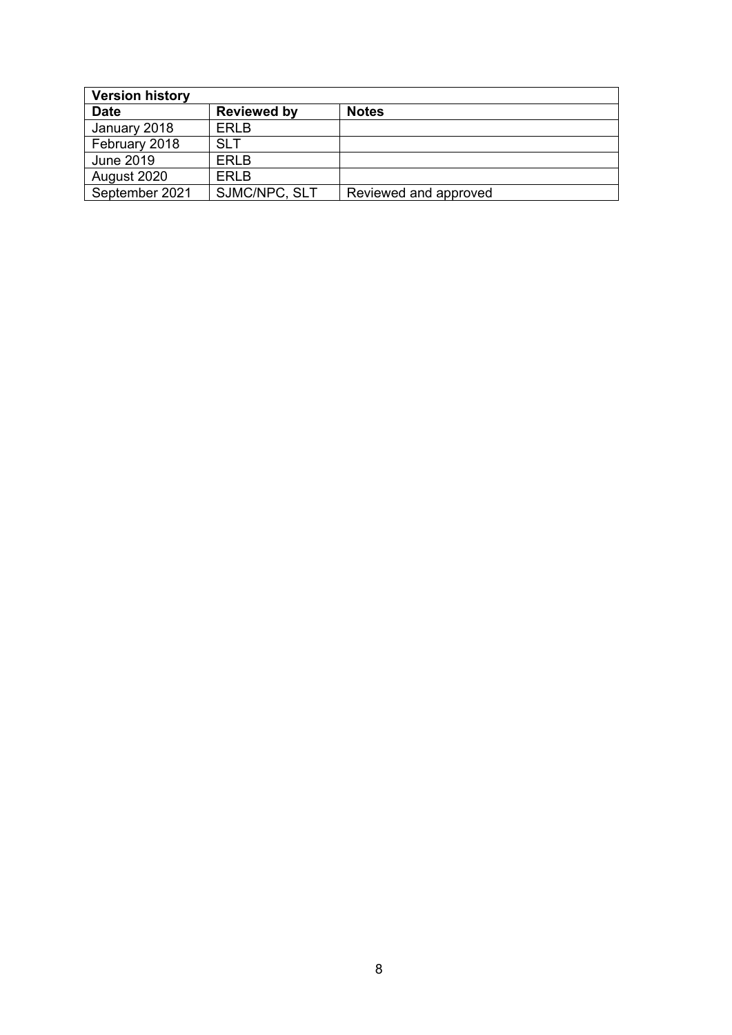| Version history | | |
|---|---|---|
| **Date** | **Reviewed by** | **Notes** |
| January 2018 | ERLB | |
| February 2018 | SLT | |
| June 2019 | ERLB | |
| August 2020 | ERLB | |
| September 2021 | SJMC/NPC, SLT | Reviewed and approved |